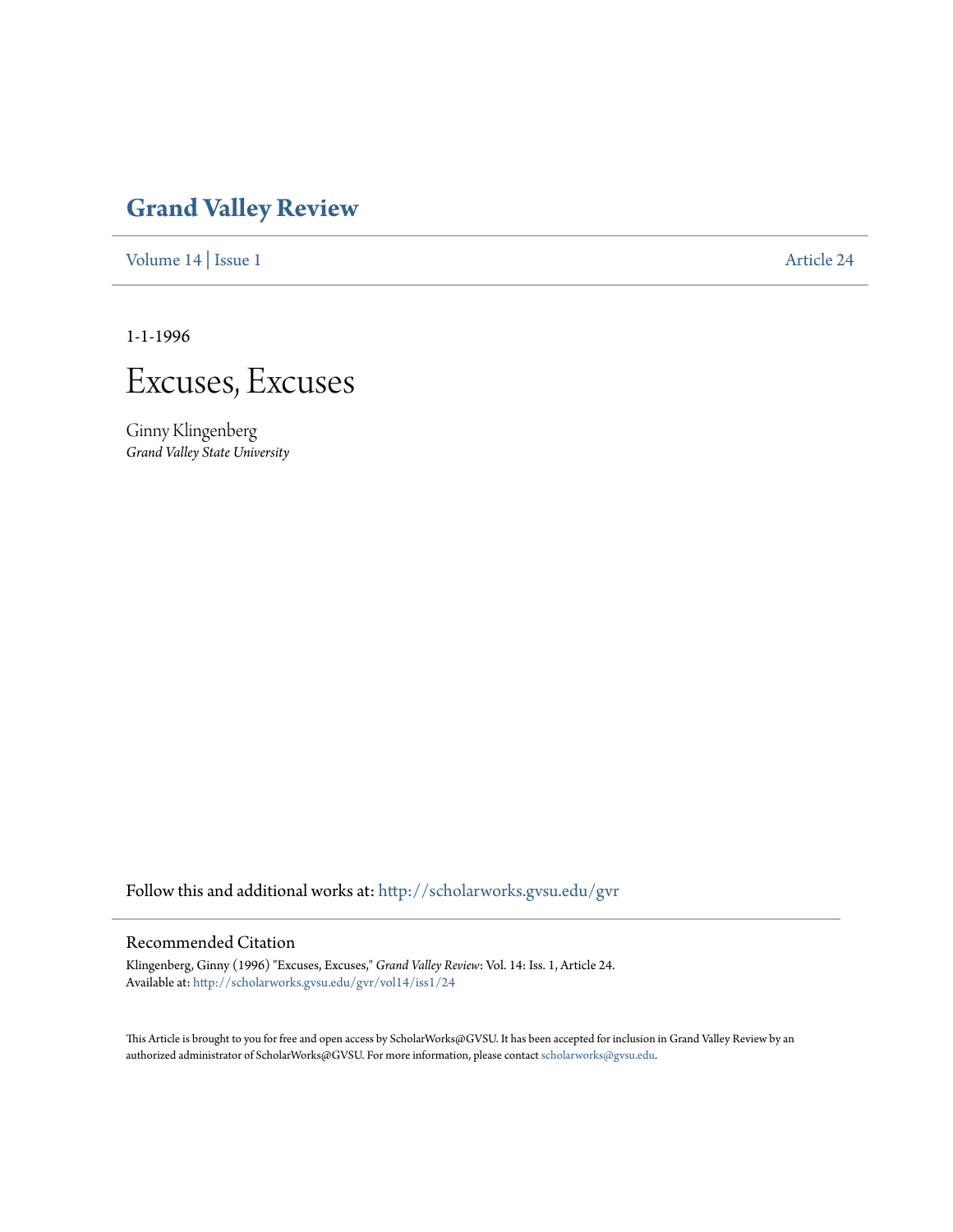# Grand Valley Review

Volume 14 | Issue 1 — Article 24

1-1-1996

## Excuses, Excuses

Ginny Klingenberg
*Grand Valley State University*

Follow this and additional works at: http://scholarworks.gvsu.edu/gvr

### Recommended Citation

Klingenberg, Ginny (1996) "Excuses, Excuses," *Grand Valley Review*: Vol. 14: Iss. 1, Article 24.
Available at: http://scholarworks.gvsu.edu/gvr/vol14/iss1/24

This Article is brought to you for free and open access by ScholarWorks@GVSU. It has been accepted for inclusion in Grand Valley Review by an authorized administrator of ScholarWorks@GVSU. For more information, please contact scholarworks@gvsu.edu.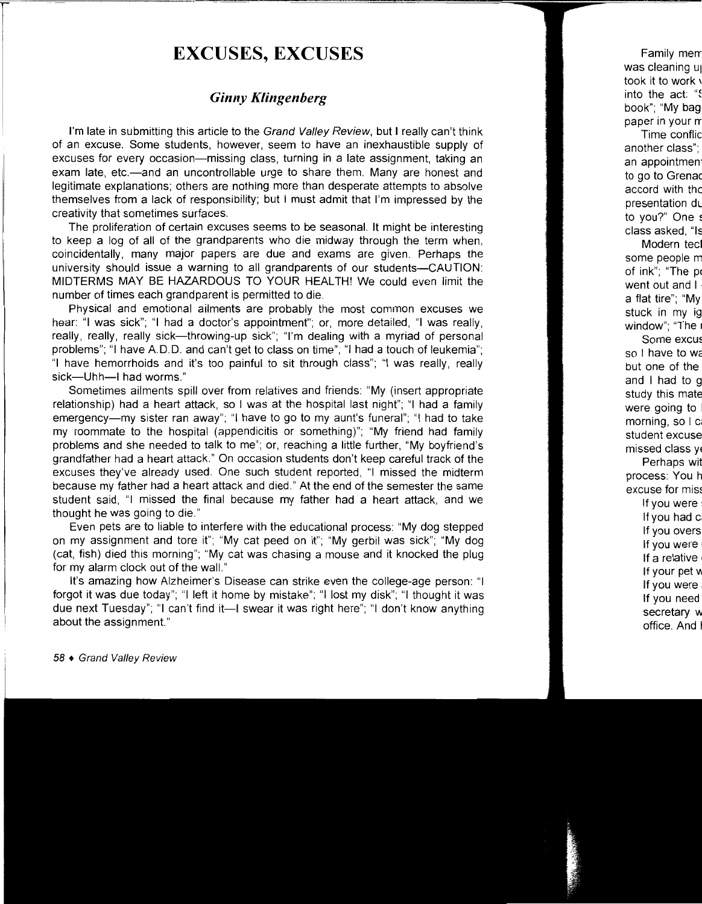# EXCUSES, EXCUSES

### *Ginny Klingenberg*

I'm late in submitting this article to the *Grand Valley Review*, but I really can't think of an excuse. Some students, however, seem to have an inexhaustible supply of excuses for every occasion—missing class, turning in a late assignment, taking an exam late, etc.—and an uncontrollable urge to share them. Many are honest and legitimate explanations; others are nothing more than desperate attempts to absolve themselves from a lack of responsibility; but I must admit that I'm impressed by the creativity that sometimes surfaces.

The proliferation of certain excuses seems to be seasonal. It might be interesting to keep a log of all of the grandparents who die midway through the term when, coincidentally, many major papers are due and exams are given. Perhaps the university should issue a warning to all grandparents of our students—CAUTION: MIDTERMS MAY BE HAZARDOUS TO YOUR HEALTH! We could even limit the number of times each grandparent is permitted to die.

Physical and emotional ailments are probably the most common excuses we hear: "I was sick"; "I had a doctor's appointment"; or, more detailed, "I was really, really, really, really sick—throwing-up sick"; "I'm dealing with a myriad of personal problems"; "I have A.D.D. and can't get to class on time"; "I had a touch of leukemia"; "I have hemorrhoids and it's too painful to sit through class"; "I was really, really sick—Uhh—I had worms."

Sometimes ailments spill over from relatives and friends: "My (insert appropriate relationship) had a heart attack, so I was at the hospital last night"; "I had a family emergency—my sister ran away"; "I have to go to my aunt's funeral"; "I had to take my roommate to the hospital (appendicitis or something)"; "My friend had family problems and she needed to talk to me"; or, reaching a little further, "My boyfriend's grandfather had a heart attack." On occasion students don't keep careful track of the excuses they've already used. One such student reported, "I missed the midterm because my father had a heart attack and died." At the end of the semester the same student said, "I missed the final because my father had a heart attack, and we thought he was going to die."

Even pets are liable to interfere with the educational process: "My dog stepped on my assignment and tore it"; "My cat peed on it"; "My gerbil was sick"; "My dog (cat, fish) died this morning"; "My cat was chasing a mouse and it knocked the plug for my alarm clock out of the wall."

It's amazing how Alzheimer's Disease can strike even the college-age person: "I forgot it was due today"; "I left it home by mistake"; "I lost my disk"; "I thought it was due next Tuesday"; "I can't find it—I swear it was right here"; "I don't know anything about the assignment."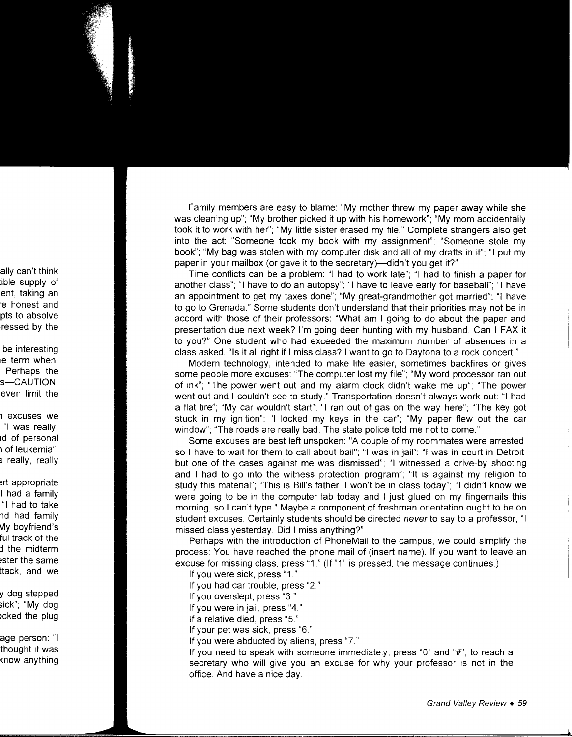Family members are easy to blame: "My mother threw my paper away while she was cleaning up"; "My brother picked it up with his homework"; "My mom accidentally took it to work with her"; "My little sister erased my file." Complete strangers also get into the act: "Someone took my book with my assignment"; "Someone stole my book"; "My bag was stolen with my computer disk and all of my drafts in it"; "I put my paper in your mailbox (or gave it to the secretary)—didn't you get it?"

Time conflicts can be a problem: "I had to work late"; "I had to finish a paper for another class"; "I have to do an autopsy"; "I have to leave early for baseball"; "I have an appointment to get my taxes done"; "My great-grandmother got married"; "I have to go to Grenada." Some students don't understand that their priorities may not be in accord with those of their professors: "What am I going to do about the paper and presentation due next week? I'm going deer hunting with my husband. Can I FAX it to you?" One student who had exceeded the maximum number of absences in a class asked, "Is it all right if I miss class? I want to go to Daytona to a rock concert."

Modern technology, intended to make life easier, sometimes backfires or gives some people more excuses: "The computer lost my file"; "My word processor ran out of ink"; "The power went out and my alarm clock didn't wake me up"; "The power went out and I couldn't see to study." Transportation doesn't always work out: "I had a flat tire"; "My car wouldn't start"; "I ran out of gas on the way here"; "The key got stuck in my ignition"; "I locked my keys in the car"; "My paper flew out the car window"; "The roads are really bad. The state police told me not to come."

Some excuses are best left unspoken: "A couple of my roommates were arrested, so I have to wait for them to call about bail"; "I was in jail"; "I was in court in Detroit, but one of the cases against me was dismissed"; "I witnessed a drive-by shooting and I had to go into the witness protection program"; "It is against my religion to study this material"; "This is Bill's father. I won't be in class today"; "I didn't know we were going to be in the computer lab today and I just glued on my fingernails this morning, so I can't type." Maybe a component of freshman orientation ought to be on student excuses. Certainly students should be directed *never* to say to a professor, "I missed class yesterday. Did I miss anything?"

Perhaps with the introduction of PhoneMail to the campus, we could simplify the process: You have reached the phone mail of (insert name). If you want to leave an excuse for missing class, press "1." (If "1" is pressed, the message continues.)

If you were sick, press "1."
If you had car trouble, press "2."
If you overslept, press "3."
If you were in jail, press "4."
If a relative died, press "5."
If your pet was sick, press "6."
If you were abducted by aliens, press "7."
If you need to speak with someone immediately, press "0" and "#", to reach a secretary who will give you an excuse for why your professor is not in the office. And have a nice day.